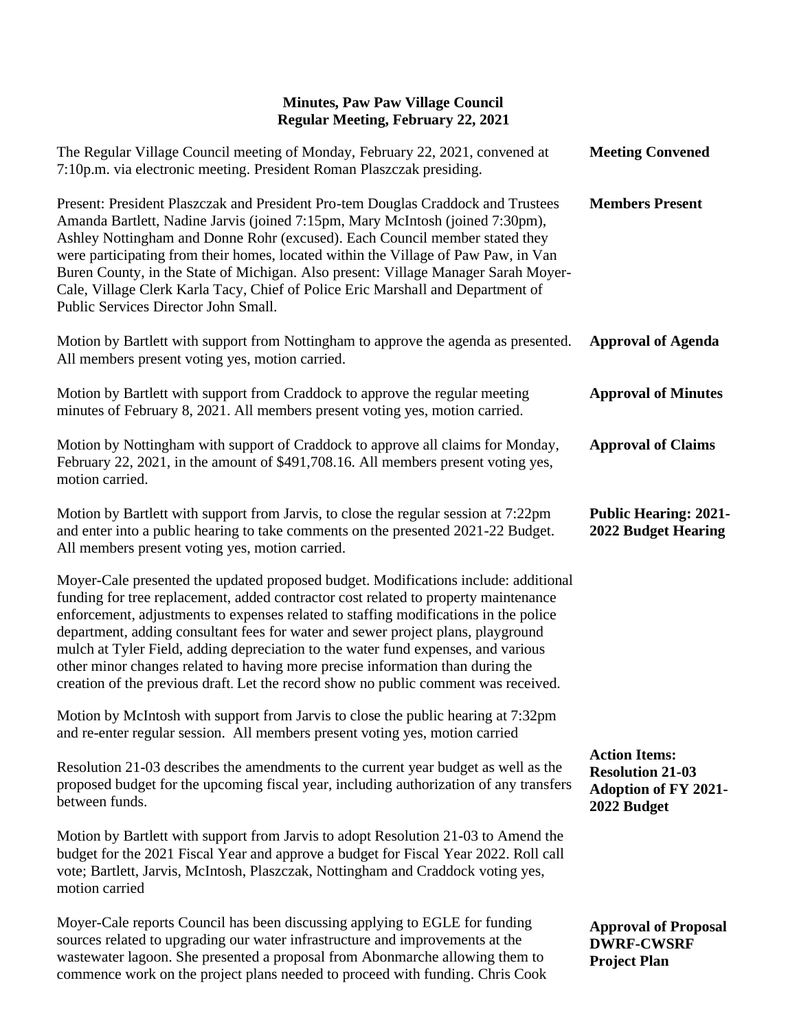**Minutes, Paw Paw Village Council**
**Regular Meeting, February 22, 2021**

**Meeting Convened**

The Regular Village Council meeting of Monday, February 22, 2021, convened at 7:10p.m. via electronic meeting. President Roman Plaszczak presiding.

**Members Present**

Present: President Plaszczak and President Pro-tem Douglas Craddock and Trustees Amanda Bartlett, Nadine Jarvis (joined 7:15pm, Mary McIntosh (joined 7:30pm), Ashley Nottingham and Donne Rohr (excused). Each Council member stated they were participating from their homes, located within the Village of Paw Paw, in Van Buren County, in the State of Michigan. Also present: Village Manager Sarah Moyer-Cale, Village Clerk Karla Tacy, Chief of Police Eric Marshall and Department of Public Services Director John Small.

**Approval of Agenda**

Motion by Bartlett with support from Nottingham to approve the agenda as presented. All members present voting yes, motion carried.

**Approval of Minutes**

Motion by Bartlett with support from Craddock to approve the regular meeting minutes of February 8, 2021. All members present voting yes, motion carried.

**Approval of Claims**

Motion by Nottingham with support of Craddock to approve all claims for Monday, February 22, 2021, in the amount of $491,708.16. All members present voting yes, motion carried.

**Public Hearing: 2021-2022 Budget Hearing**

Motion by Bartlett with support from Jarvis, to close the regular session at 7:22pm and enter into a public hearing to take comments on the presented 2021-22 Budget. All members present voting yes, motion carried.

Moyer-Cale presented the updated proposed budget. Modifications include: additional funding for tree replacement, added contractor cost related to property maintenance enforcement, adjustments to expenses related to staffing modifications in the police department, adding consultant fees for water and sewer project plans, playground mulch at Tyler Field, adding depreciation to the water fund expenses, and various other minor changes related to having more precise information than during the creation of the previous draft. Let the record show no public comment was received.

Motion by McIntosh with support from Jarvis to close the public hearing at 7:32pm and re-enter regular session. All members present voting yes, motion carried

**Action Items: Resolution 21-03 Adoption of FY 2021-2022 Budget**

Resolution 21-03 describes the amendments to the current year budget as well as the proposed budget for the upcoming fiscal year, including authorization of any transfers between funds.

Motion by Bartlett with support from Jarvis to adopt Resolution 21-03 to Amend the budget for the 2021 Fiscal Year and approve a budget for Fiscal Year 2022. Roll call vote; Bartlett, Jarvis, McIntosh, Plaszczak, Nottingham and Craddock voting yes, motion carried

**Approval of Proposal DWRF-CWSRF Project Plan**

Moyer-Cale reports Council has been discussing applying to EGLE for funding sources related to upgrading our water infrastructure and improvements at the wastewater lagoon. She presented a proposal from Abonmarche allowing them to commence work on the project plans needed to proceed with funding. Chris Cook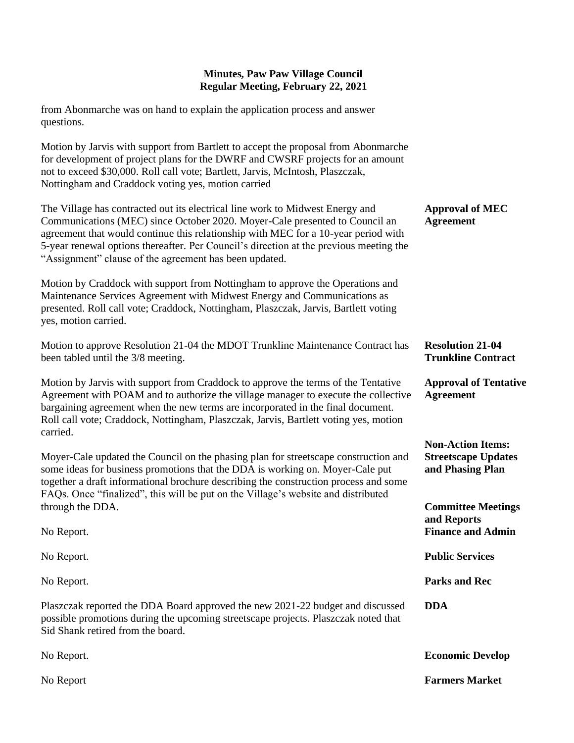# Minutes, Paw Paw Village Council
## Regular Meeting, February 22, 2021

from Abonmarche was on hand to explain the application process and answer questions.

Motion by Jarvis with support from Bartlett to accept the proposal from Abonmarche for development of project plans for the DWRF and CWSRF projects for an amount not to exceed $30,000. Roll call vote; Bartlett, Jarvis, McIntosh, Plaszczak, Nottingham and Craddock voting yes, motion carried

**Approval of MEC Agreement**

The Village has contracted out its electrical line work to Midwest Energy and Communications (MEC) since October 2020. Moyer-Cale presented to Council an agreement that would continue this relationship with MEC for a 10-year period with 5-year renewal options thereafter. Per Council's direction at the previous meeting the "Assignment" clause of the agreement has been updated.

Motion by Craddock with support from Nottingham to approve the Operations and Maintenance Services Agreement with Midwest Energy and Communications as presented. Roll call vote; Craddock, Nottingham, Plaszczak, Jarvis, Bartlett voting yes, motion carried.

**Resolution 21-04 Trunkline Contract**

Motion to approve Resolution 21-04 the MDOT Trunkline Maintenance Contract has been tabled until the 3/8 meeting.

**Approval of Tentative Agreement**

Motion by Jarvis with support from Craddock to approve the terms of the Tentative Agreement with POAM and to authorize the village manager to execute the collective bargaining agreement when the new terms are incorporated in the final document. Roll call vote; Craddock, Nottingham, Plaszczak, Jarvis, Bartlett voting yes, motion carried.

**Non-Action Items: Streetscape Updates and Phasing Plan**

Moyer-Cale updated the Council on the phasing plan for streetscape construction and some ideas for business promotions that the DDA is working on. Moyer-Cale put together a draft informational brochure describing the construction process and some FAQs. Once "finalized", this will be put on the Village's website and distributed through the DDA.

**Committee Meetings and Reports**

**Finance and Admin**

No Report.

**Public Services**

No Report.

**Parks and Rec**

No Report.

**DDA**

Plaszczak reported the DDA Board approved the new 2021-22 budget and discussed possible promotions during the upcoming streetscape projects. Plaszczak noted that Sid Shank retired from the board.

**Economic Develop**

No Report.

**Farmers Market**

No Report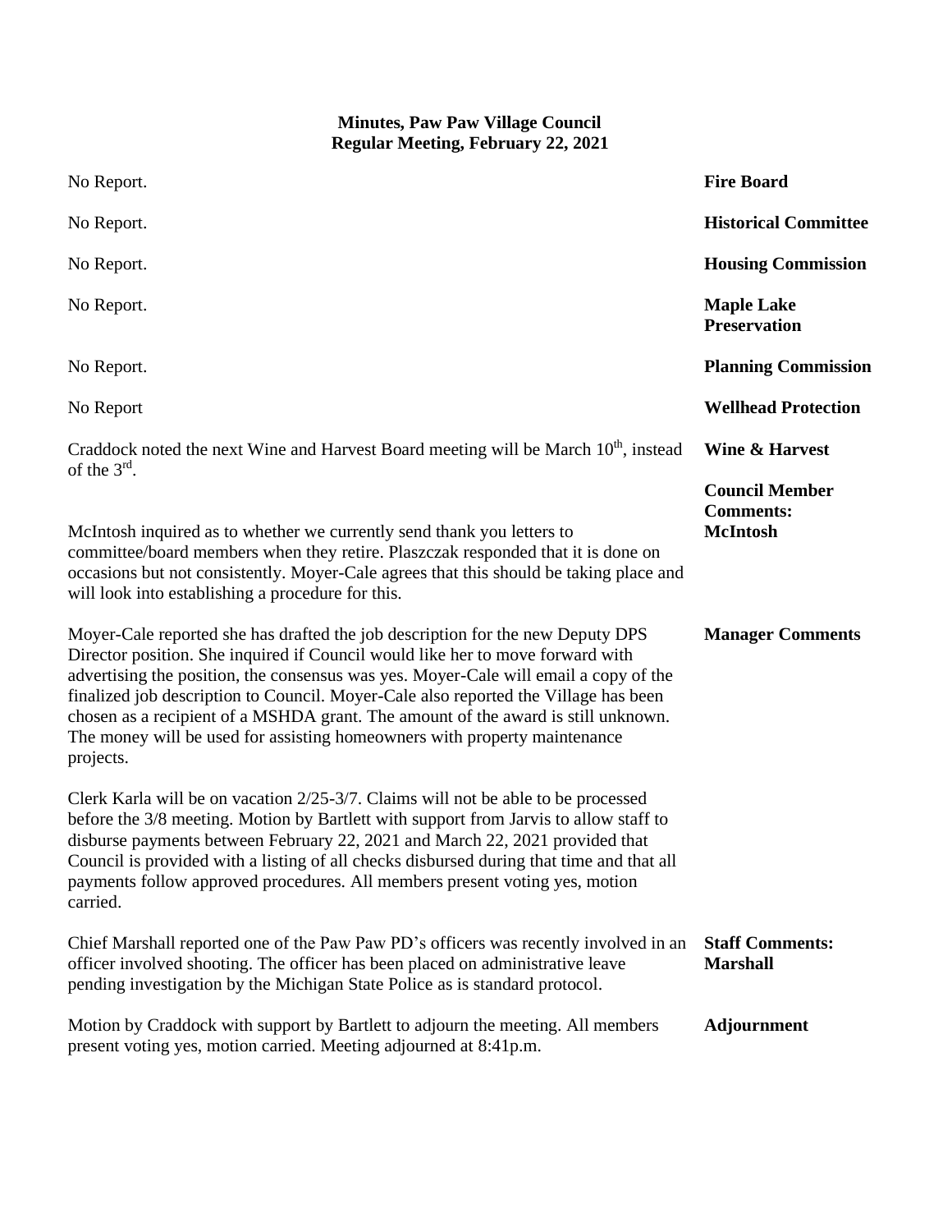# Minutes, Paw Paw Village Council
## Regular Meeting, February 22, 2021

**Fire Board**

No Report.

**Historical Committee**

No Report.

**Housing Commission**

No Report.

**Maple Lake Preservation**

No Report.

**Planning Commission**

No Report.

**Wellhead Protection**

No Report

**Wine & Harvest**

Craddock noted the next Wine and Harvest Board meeting will be March 10th, instead of the 3rd.

**Council Member Comments: McIntosh**

McIntosh inquired as to whether we currently send thank you letters to committee/board members when they retire. Plaszczak responded that it is done on occasions but not consistently. Moyer-Cale agrees that this should be taking place and will look into establishing a procedure for this.

**Manager Comments**

Moyer-Cale reported she has drafted the job description for the new Deputy DPS Director position. She inquired if Council would like her to move forward with advertising the position, the consensus was yes. Moyer-Cale will email a copy of the finalized job description to Council. Moyer-Cale also reported the Village has been chosen as a recipient of a MSHDA grant. The amount of the award is still unknown. The money will be used for assisting homeowners with property maintenance projects.

Clerk Karla will be on vacation 2/25-3/7. Claims will not be able to be processed before the 3/8 meeting. Motion by Bartlett with support from Jarvis to allow staff to disburse payments between February 22, 2021 and March 22, 2021 provided that Council is provided with a listing of all checks disbursed during that time and that all payments follow approved procedures. All members present voting yes, motion carried.

**Staff Comments: Marshall**

Chief Marshall reported one of the Paw Paw PD's officers was recently involved in an officer involved shooting. The officer has been placed on administrative leave pending investigation by the Michigan State Police as is standard protocol.

**Adjournment**

Motion by Craddock with support by Bartlett to adjourn the meeting. All members present voting yes, motion carried. Meeting adjourned at 8:41p.m.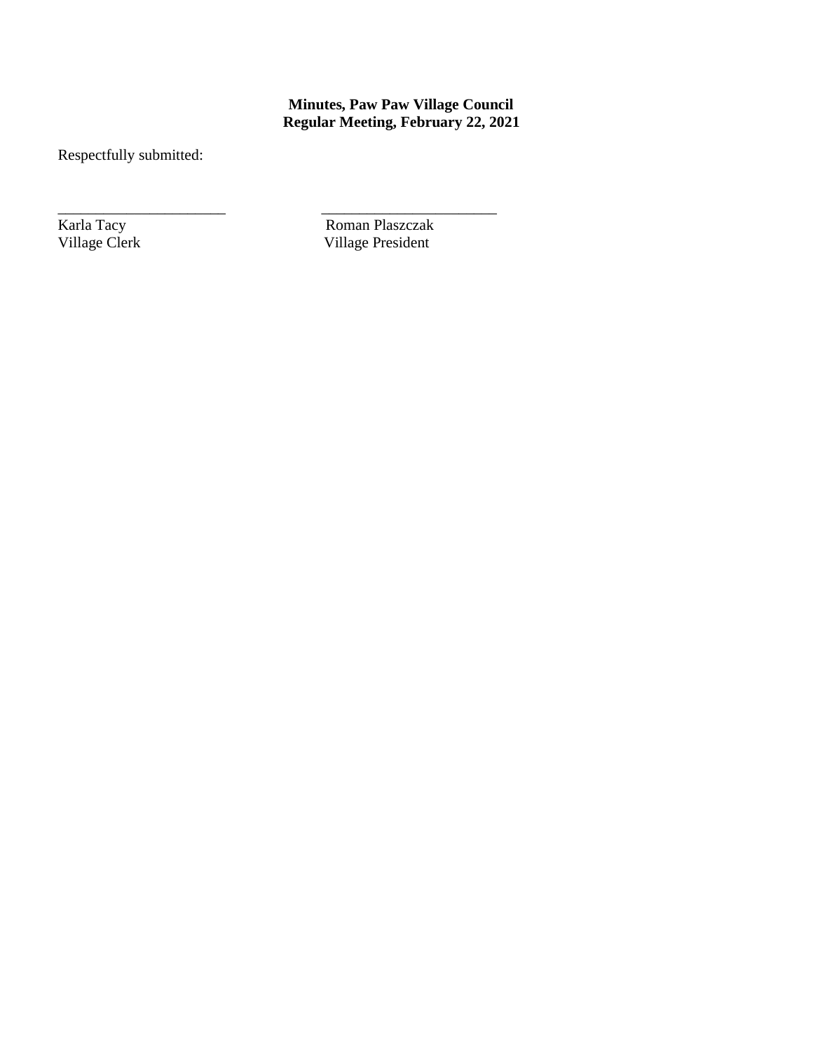**Minutes, Paw Paw Village Council**
**Regular Meeting, February 22, 2021**

Respectfully submitted:

| | |
|---|---|
| ______________________ | _______________________ |
| Karla Tacy | Roman Plaszczak |
| Village Clerk | Village President |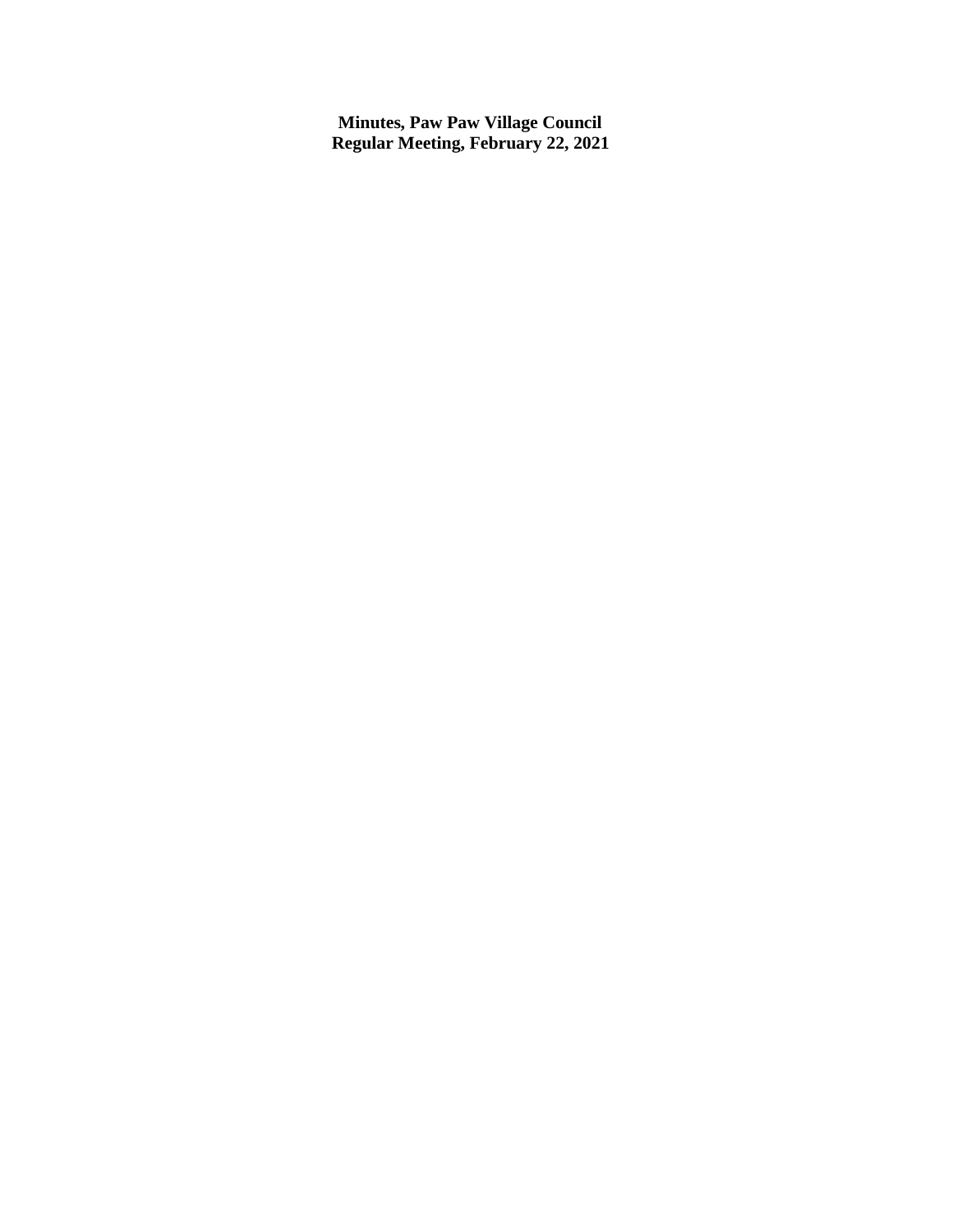**Minutes, Paw Paw Village Council**
**Regular Meeting, February 22, 2021**